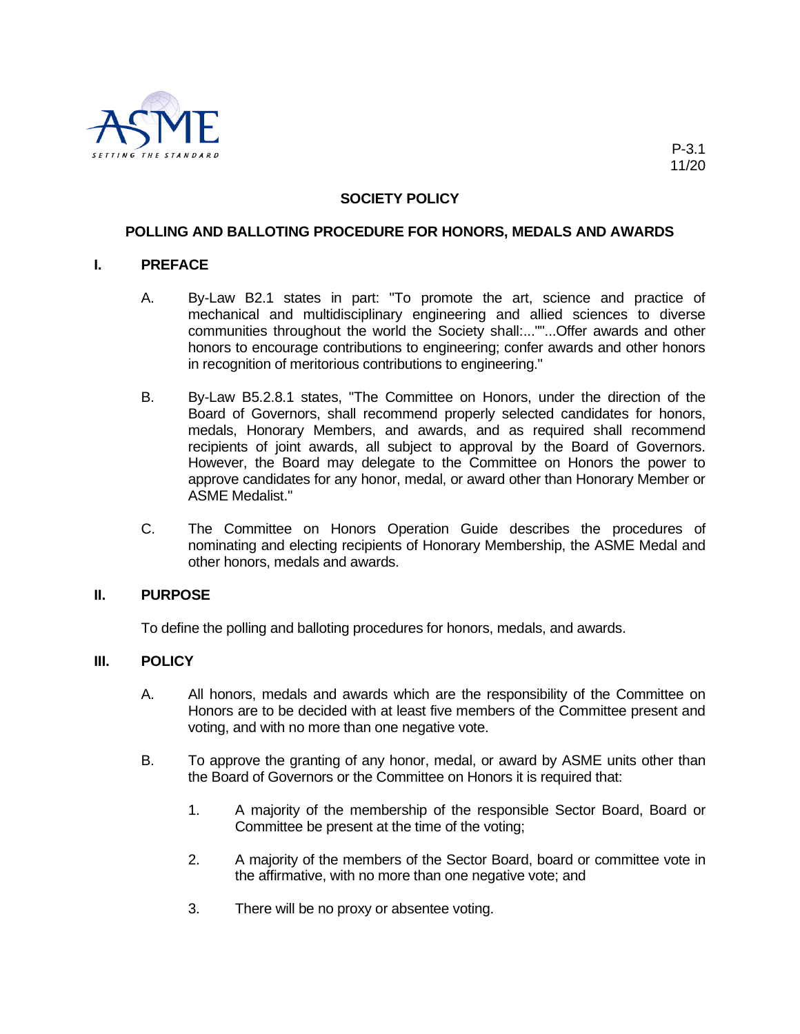P-3.1
11/20

# SOCIETY POLICY

## POLLING AND BALLOTING PROCEDURE FOR HONORS, MEDALS AND AWARDS

### I. PREFACE

A. By-Law B2.1 states in part: "To promote the art, science and practice of mechanical and multidisciplinary engineering and allied sciences to diverse communities throughout the world the Society shall:...""...Offer awards and other honors to encourage contributions to engineering; confer awards and other honors in recognition of meritorious contributions to engineering."

B. By-Law B5.2.8.1 states, "The Committee on Honors, under the direction of the Board of Governors, shall recommend properly selected candidates for honors, medals, Honorary Members, and awards, and as required shall recommend recipients of joint awards, all subject to approval by the Board of Governors. However, the Board may delegate to the Committee on Honors the power to approve candidates for any honor, medal, or award other than Honorary Member or ASME Medalist."

C. The Committee on Honors Operation Guide describes the procedures of nominating and electing recipients of Honorary Membership, the ASME Medal and other honors, medals and awards.

### II. PURPOSE

To define the polling and balloting procedures for honors, medals, and awards.

### III. POLICY

A. All honors, medals and awards which are the responsibility of the Committee on Honors are to be decided with at least five members of the Committee present and voting, and with no more than one negative vote.

B. To approve the granting of any honor, medal, or award by ASME units other than the Board of Governors or the Committee on Honors it is required that:

1. A majority of the membership of the responsible Sector Board, Board or Committee be present at the time of the voting;

2. A majority of the members of the Sector Board, board or committee vote in the affirmative, with no more than one negative vote; and

3. There will be no proxy or absentee voting.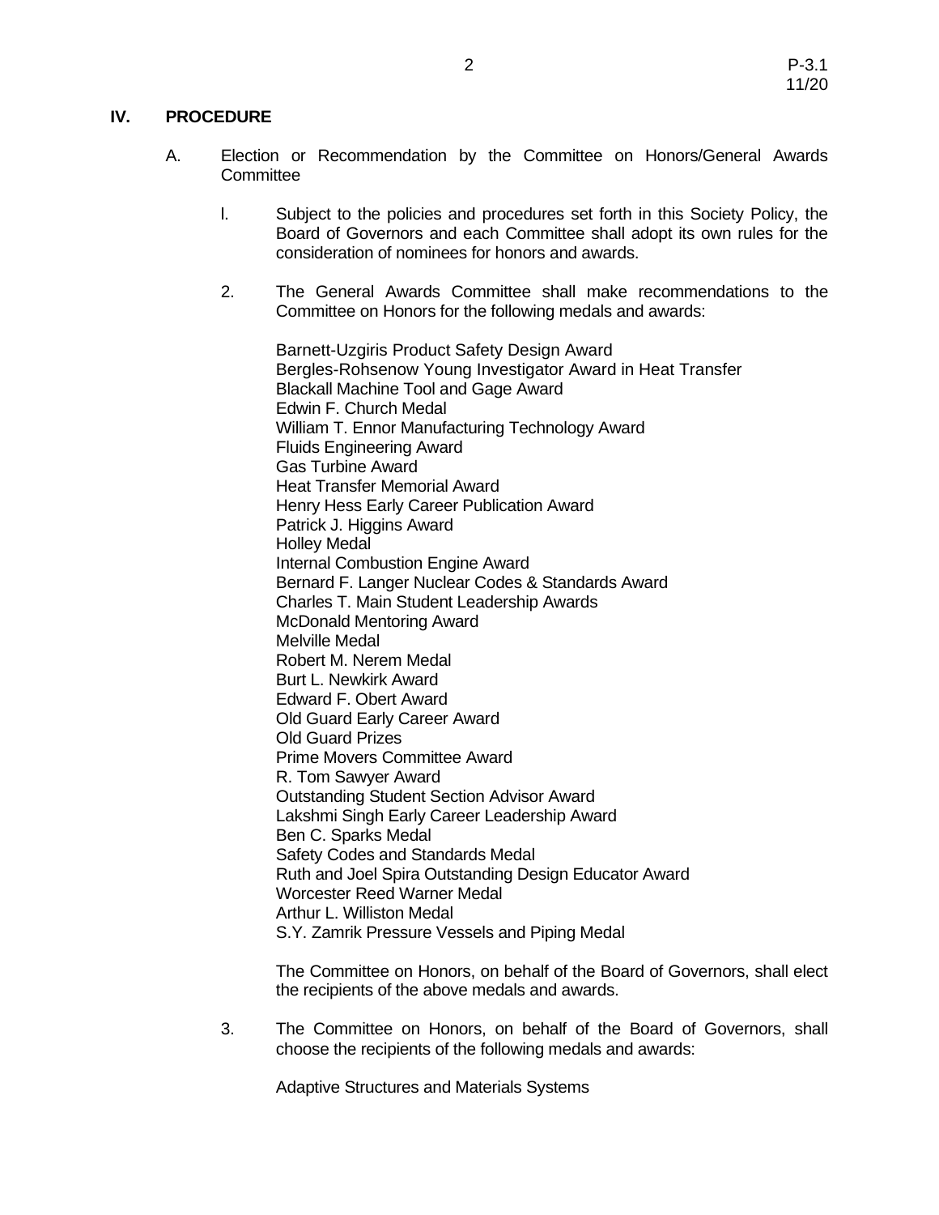## IV. PROCEDURE

A. Election or Recommendation by the Committee on Honors/General Awards Committee

l. Subject to the policies and procedures set forth in this Society Policy, the Board of Governors and each Committee shall adopt its own rules for the consideration of nominees for honors and awards.

2. The General Awards Committee shall make recommendations to the Committee on Honors for the following medals and awards:

Barnett-Uzgiris Product Safety Design Award
Bergles-Rohsenow Young Investigator Award in Heat Transfer
Blackall Machine Tool and Gage Award
Edwin F. Church Medal
William T. Ennor Manufacturing Technology Award
Fluids Engineering Award
Gas Turbine Award
Heat Transfer Memorial Award
Henry Hess Early Career Publication Award
Patrick J. Higgins Award
Holley Medal
Internal Combustion Engine Award
Bernard F. Langer Nuclear Codes & Standards Award
Charles T. Main Student Leadership Awards
McDonald Mentoring Award
Melville Medal
Robert M. Nerem Medal
Burt L. Newkirk Award
Edward F. Obert Award
Old Guard Early Career Award
Old Guard Prizes
Prime Movers Committee Award
R. Tom Sawyer Award
Outstanding Student Section Advisor Award
Lakshmi Singh Early Career Leadership Award
Ben C. Sparks Medal
Safety Codes and Standards Medal
Ruth and Joel Spira Outstanding Design Educator Award
Worcester Reed Warner Medal
Arthur L. Williston Medal
S.Y. Zamrik Pressure Vessels and Piping Medal

The Committee on Honors, on behalf of the Board of Governors, shall elect the recipients of the above medals and awards.

3. The Committee on Honors, on behalf of the Board of Governors, shall choose the recipients of the following medals and awards:

Adaptive Structures and Materials Systems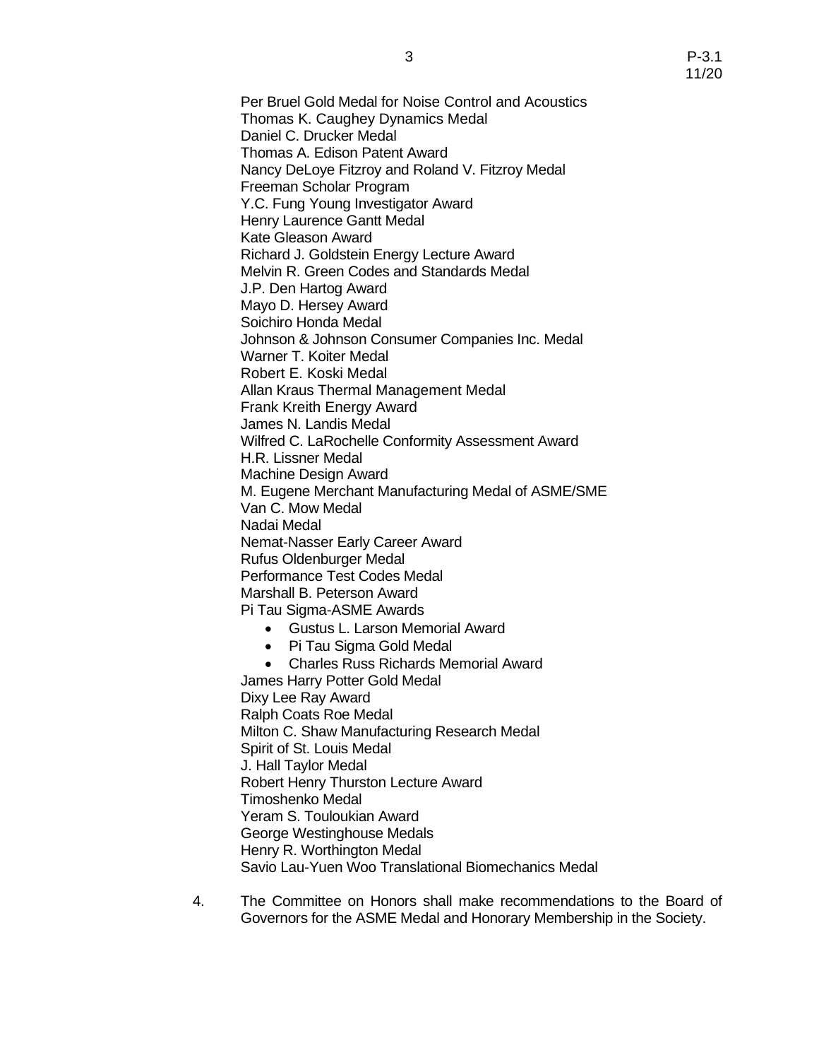Per Bruel Gold Medal for Noise Control and Acoustics
Thomas K. Caughey Dynamics Medal
Daniel C. Drucker Medal
Thomas A. Edison Patent Award
Nancy DeLoye Fitzroy and Roland V. Fitzroy Medal
Freeman Scholar Program
Y.C. Fung Young Investigator Award
Henry Laurence Gantt Medal
Kate Gleason Award
Richard J. Goldstein Energy Lecture Award
Melvin R. Green Codes and Standards Medal
J.P. Den Hartog Award
Mayo D. Hersey Award
Soichiro Honda Medal
Johnson & Johnson Consumer Companies Inc. Medal
Warner T. Koiter Medal
Robert E. Koski Medal
Allan Kraus Thermal Management Medal
Frank Kreith Energy Award
James N. Landis Medal
Wilfred C. LaRochelle Conformity Assessment Award
H.R. Lissner Medal
Machine Design Award
M. Eugene Merchant Manufacturing Medal of ASME/SME
Van C. Mow Medal
Nadai Medal
Nemat-Nasser Early Career Award
Rufus Oldenburger Medal
Performance Test Codes Medal
Marshall B. Peterson Award
Pi Tau Sigma-ASME Awards

- Gustus L. Larson Memorial Award
- Pi Tau Sigma Gold Medal
- Charles Russ Richards Memorial Award

James Harry Potter Gold Medal
Dixy Lee Ray Award
Ralph Coats Roe Medal
Milton C. Shaw Manufacturing Research Medal
Spirit of St. Louis Medal
J. Hall Taylor Medal
Robert Henry Thurston Lecture Award
Timoshenko Medal
Yeram S. Touloukian Award
George Westinghouse Medals
Henry R. Worthington Medal
Savio Lau-Yuen Woo Translational Biomechanics Medal

4. The Committee on Honors shall make recommendations to the Board of Governors for the ASME Medal and Honorary Membership in the Society.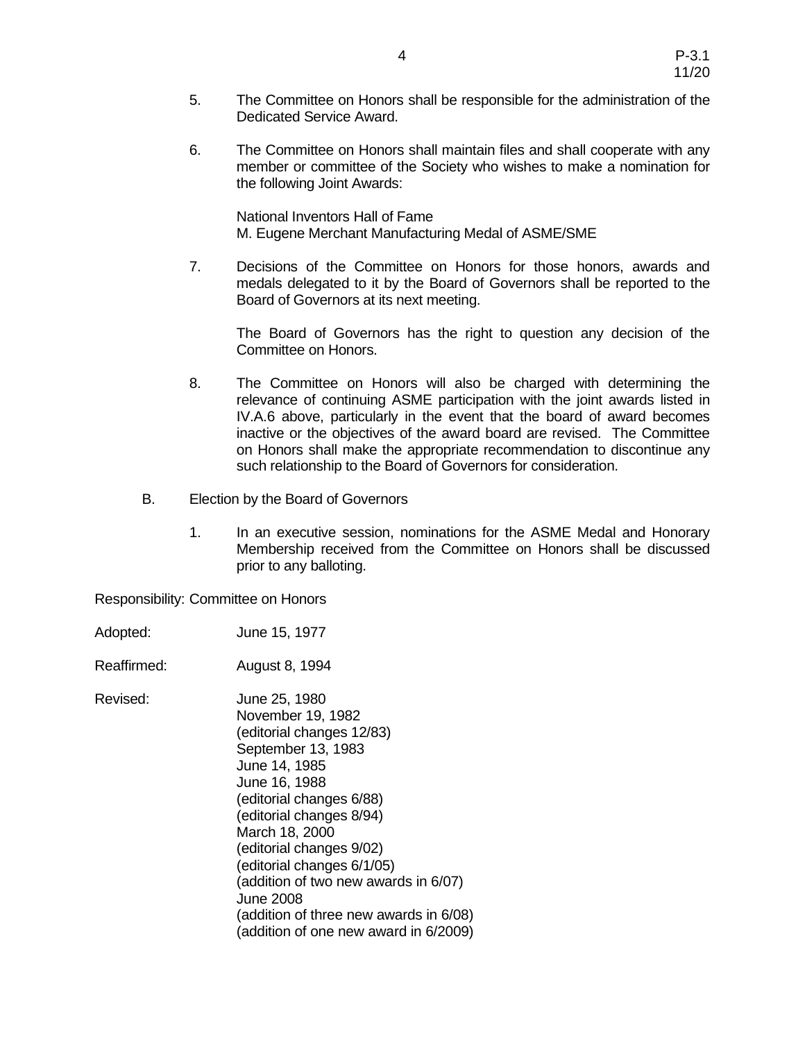5. The Committee on Honors shall be responsible for the administration of the Dedicated Service Award.

6. The Committee on Honors shall maintain files and shall cooperate with any member or committee of the Society who wishes to make a nomination for the following Joint Awards:

   National Inventors Hall of Fame
   M. Eugene Merchant Manufacturing Medal of ASME/SME

7. Decisions of the Committee on Honors for those honors, awards and medals delegated to it by the Board of Governors shall be reported to the Board of Governors at its next meeting.

   The Board of Governors has the right to question any decision of the Committee on Honors.

8. The Committee on Honors will also be charged with determining the relevance of continuing ASME participation with the joint awards listed in IV.A.6 above, particularly in the event that the board of award becomes inactive or the objectives of the award board are revised. The Committee on Honors shall make the appropriate recommendation to discontinue any such relationship to the Board of Governors for consideration.

B. Election by the Board of Governors

1. In an executive session, nominations for the ASME Medal and Honorary Membership received from the Committee on Honors shall be discussed prior to any balloting.

Responsibility: Committee on Honors

Adopted: June 15, 1977

Reaffirmed: August 8, 1994

Revised: June 25, 1980
November 19, 1982
(editorial changes 12/83)
September 13, 1983
June 14, 1985
June 16, 1988
(editorial changes 6/88)
(editorial changes 8/94)
March 18, 2000
(editorial changes 9/02)
(editorial changes 6/1/05)
(addition of two new awards in 6/07)
June 2008
(addition of three new awards in 6/08)
(addition of one new award in 6/2009)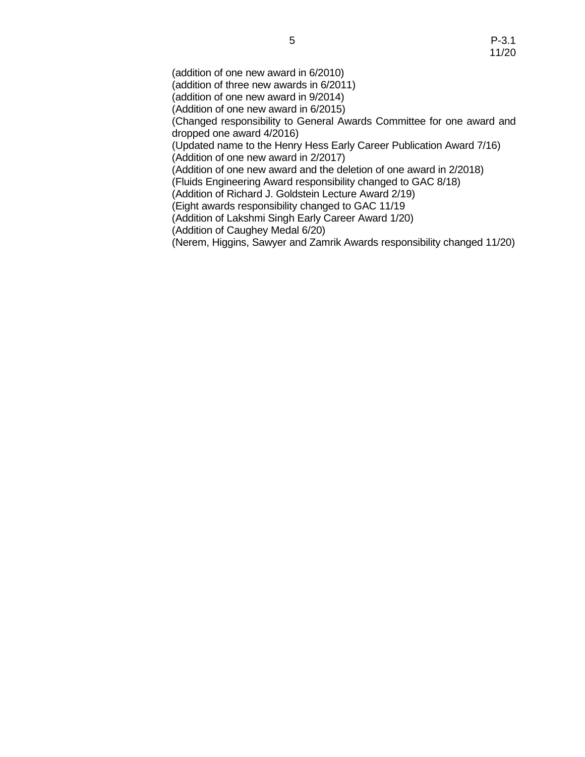(addition of one new award in 6/2010)
(addition of three new awards in 6/2011)
(addition of one new award in 9/2014)
(Addition of one new award in 6/2015)
(Changed responsibility to General Awards Committee for one award and dropped one award 4/2016)
(Updated name to the Henry Hess Early Career Publication Award 7/16)
(Addition of one new award in 2/2017)
(Addition of one new award and the deletion of one award in 2/2018)
(Fluids Engineering Award responsibility changed to GAC 8/18)
(Addition of Richard J. Goldstein Lecture Award 2/19)
(Eight awards responsibility changed to GAC 11/19
(Addition of Lakshmi Singh Early Career Award 1/20)
(Addition of Caughey Medal 6/20)
(Nerem, Higgins, Sawyer and Zamrik Awards responsibility changed 11/20)